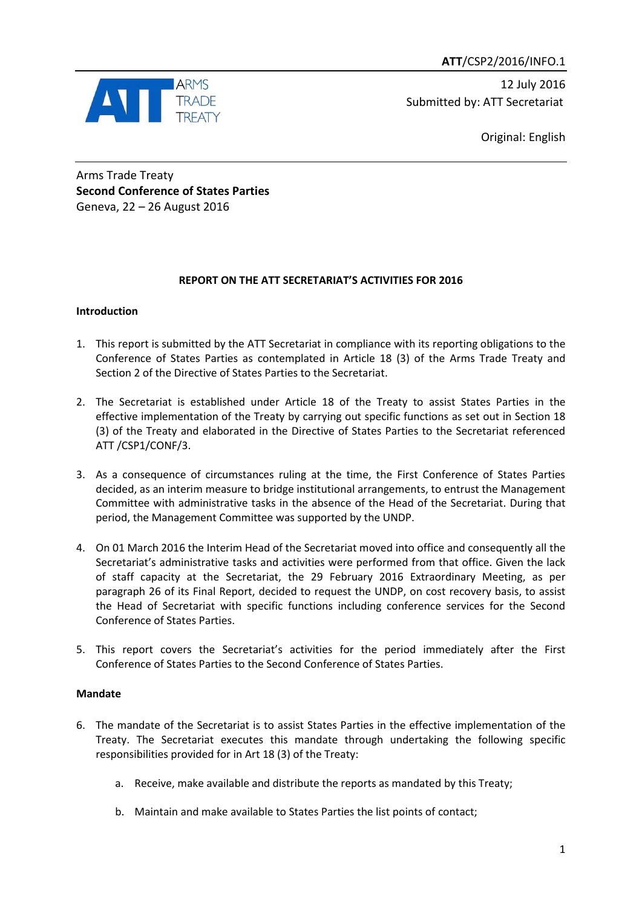**ATT**/CSP2/2016/INFO.1

ARMS TRADE TREATY

12 July 2016

Submitted by: ATT Secretariat

Original: English

Arms Trade Treaty
**Second Conference of States Parties**
Geneva, 22 – 26 August 2016

**REPORT ON THE ATT SECRETARIAT'S ACTIVITIES FOR 2016**

**Introduction**

1. This report is submitted by the ATT Secretariat in compliance with its reporting obligations to the Conference of States Parties as contemplated in Article 18 (3) of the Arms Trade Treaty and Section 2 of the Directive of States Parties to the Secretariat.

2. The Secretariat is established under Article 18 of the Treaty to assist States Parties in the effective implementation of the Treaty by carrying out specific functions as set out in Section 18 (3) of the Treaty and elaborated in the Directive of States Parties to the Secretariat referenced ATT /CSP1/CONF/3.

3. As a consequence of circumstances ruling at the time, the First Conference of States Parties decided, as an interim measure to bridge institutional arrangements, to entrust the Management Committee with administrative tasks in the absence of the Head of the Secretariat. During that period, the Management Committee was supported by the UNDP.

4. On 01 March 2016 the Interim Head of the Secretariat moved into office and consequently all the Secretariat's administrative tasks and activities were performed from that office. Given the lack of staff capacity at the Secretariat, the 29 February 2016 Extraordinary Meeting, as per paragraph 26 of its Final Report, decided to request the UNDP, on cost recovery basis, to assist the Head of Secretariat with specific functions including conference services for the Second Conference of States Parties.

5. This report covers the Secretariat's activities for the period immediately after the First Conference of States Parties to the Second Conference of States Parties.

**Mandate**

6. The mandate of the Secretariat is to assist States Parties in the effective implementation of the Treaty. The Secretariat executes this mandate through undertaking the following specific responsibilities provided for in Art 18 (3) of the Treaty:

    a. Receive, make available and distribute the reports as mandated by this Treaty;

    b. Maintain and make available to States Parties the list points of contact;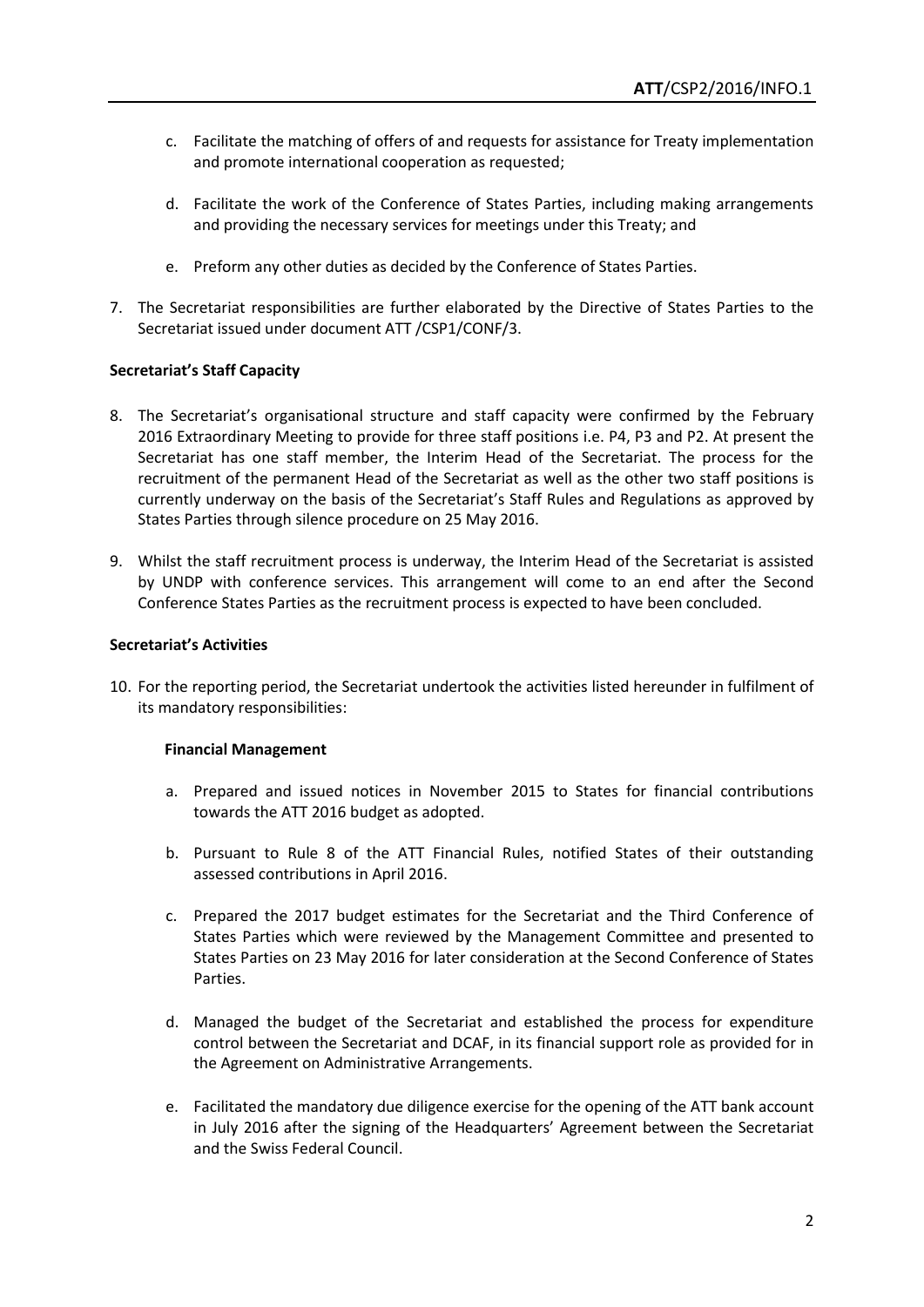c. Facilitate the matching of offers of and requests for assistance for Treaty implementation and promote international cooperation as requested;

d. Facilitate the work of the Conference of States Parties, including making arrangements and providing the necessary services for meetings under this Treaty; and

e. Preform any other duties as decided by the Conference of States Parties.

7. The Secretariat responsibilities are further elaborated by the Directive of States Parties to the Secretariat issued under document ATT /CSP1/CONF/3.

**Secretariat's Staff Capacity**

8. The Secretariat's organisational structure and staff capacity were confirmed by the February 2016 Extraordinary Meeting to provide for three staff positions i.e. P4, P3 and P2. At present the Secretariat has one staff member, the Interim Head of the Secretariat. The process for the recruitment of the permanent Head of the Secretariat as well as the other two staff positions is currently underway on the basis of the Secretariat's Staff Rules and Regulations as approved by States Parties through silence procedure on 25 May 2016.

9. Whilst the staff recruitment process is underway, the Interim Head of the Secretariat is assisted by UNDP with conference services. This arrangement will come to an end after the Second Conference States Parties as the recruitment process is expected to have been concluded.

**Secretariat's Activities**

10. For the reporting period, the Secretariat undertook the activities listed hereunder in fulfilment of its mandatory responsibilities:

**Financial Management**

a. Prepared and issued notices in November 2015 to States for financial contributions towards the ATT 2016 budget as adopted.

b. Pursuant to Rule 8 of the ATT Financial Rules, notified States of their outstanding assessed contributions in April 2016.

c. Prepared the 2017 budget estimates for the Secretariat and the Third Conference of States Parties which were reviewed by the Management Committee and presented to States Parties on 23 May 2016 for later consideration at the Second Conference of States Parties.

d. Managed the budget of the Secretariat and established the process for expenditure control between the Secretariat and DCAF, in its financial support role as provided for in the Agreement on Administrative Arrangements.

e. Facilitated the mandatory due diligence exercise for the opening of the ATT bank account in July 2016 after the signing of the Headquarters' Agreement between the Secretariat and the Swiss Federal Council.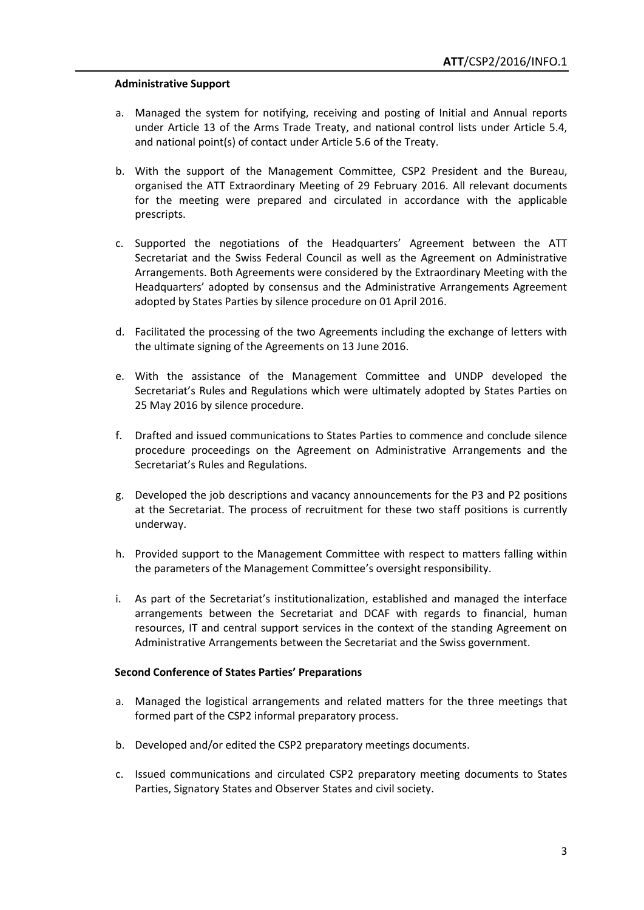**Administrative Support**

a. Managed the system for notifying, receiving and posting of Initial and Annual reports under Article 13 of the Arms Trade Treaty, and national control lists under Article 5.4, and national point(s) of contact under Article 5.6 of the Treaty.

b. With the support of the Management Committee, CSP2 President and the Bureau, organised the ATT Extraordinary Meeting of 29 February 2016. All relevant documents for the meeting were prepared and circulated in accordance with the applicable prescripts.

c. Supported the negotiations of the Headquarters' Agreement between the ATT Secretariat and the Swiss Federal Council as well as the Agreement on Administrative Arrangements. Both Agreements were considered by the Extraordinary Meeting with the Headquarters' adopted by consensus and the Administrative Arrangements Agreement adopted by States Parties by silence procedure on 01 April 2016.

d. Facilitated the processing of the two Agreements including the exchange of letters with the ultimate signing of the Agreements on 13 June 2016.

e. With the assistance of the Management Committee and UNDP developed the Secretariat's Rules and Regulations which were ultimately adopted by States Parties on 25 May 2016 by silence procedure.

f. Drafted and issued communications to States Parties to commence and conclude silence procedure proceedings on the Agreement on Administrative Arrangements and the Secretariat's Rules and Regulations.

g. Developed the job descriptions and vacancy announcements for the P3 and P2 positions at the Secretariat. The process of recruitment for these two staff positions is currently underway.

h. Provided support to the Management Committee with respect to matters falling within the parameters of the Management Committee's oversight responsibility.

i. As part of the Secretariat's institutionalization, established and managed the interface arrangements between the Secretariat and DCAF with regards to financial, human resources, IT and central support services in the context of the standing Agreement on Administrative Arrangements between the Secretariat and the Swiss government.

**Second Conference of States Parties' Preparations**

a. Managed the logistical arrangements and related matters for the three meetings that formed part of the CSP2 informal preparatory process.

b. Developed and/or edited the CSP2 preparatory meetings documents.

c. Issued communications and circulated CSP2 preparatory meeting documents to States Parties, Signatory States and Observer States and civil society.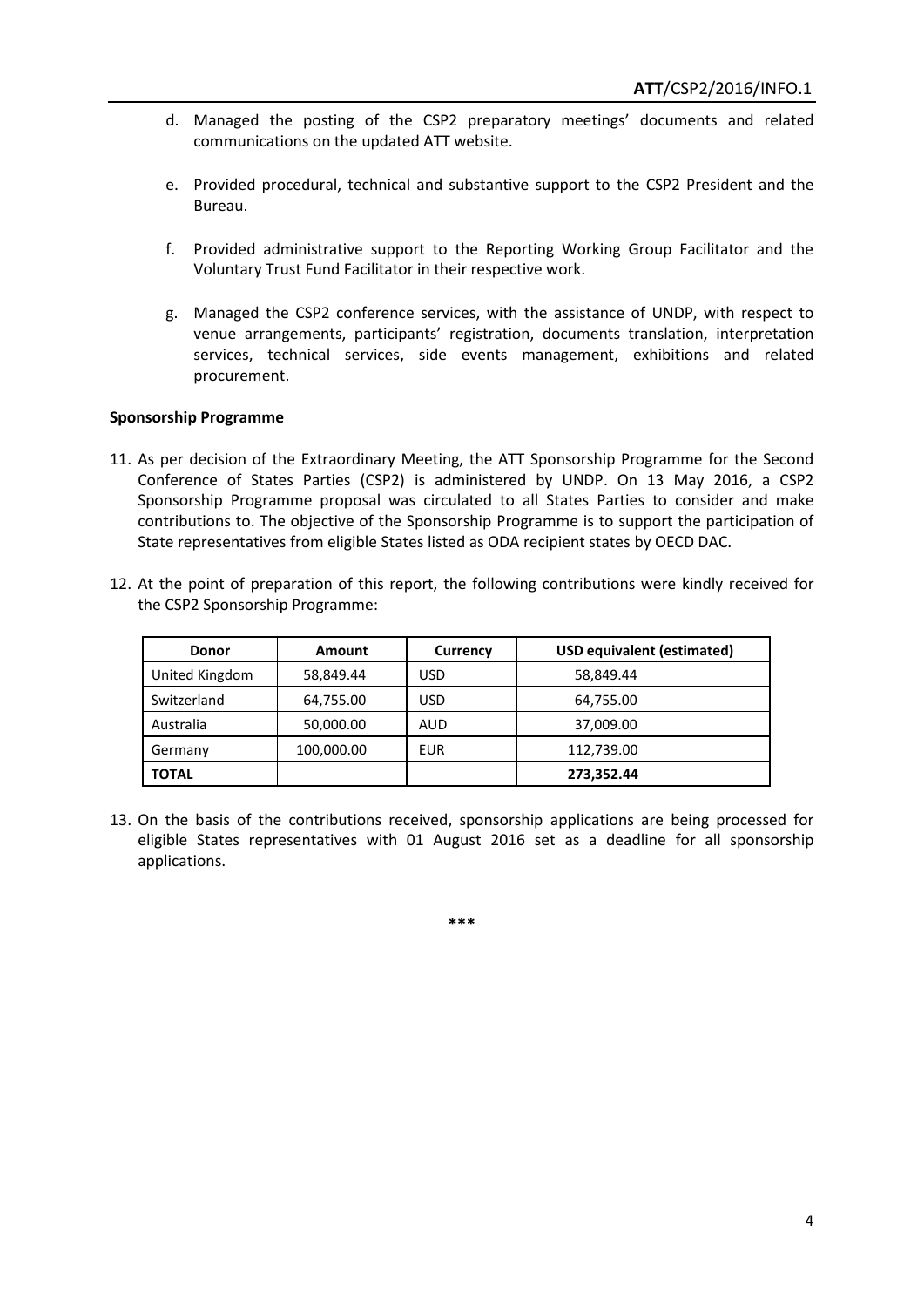d. Managed the posting of the CSP2 preparatory meetings' documents and related communications on the updated ATT website.

e. Provided procedural, technical and substantive support to the CSP2 President and the Bureau.

f. Provided administrative support to the Reporting Working Group Facilitator and the Voluntary Trust Fund Facilitator in their respective work.

g. Managed the CSP2 conference services, with the assistance of UNDP, with respect to venue arrangements, participants' registration, documents translation, interpretation services, technical services, side events management, exhibitions and related procurement.

**Sponsorship Programme**

11. As per decision of the Extraordinary Meeting, the ATT Sponsorship Programme for the Second Conference of States Parties (CSP2) is administered by UNDP. On 13 May 2016, a CSP2 Sponsorship Programme proposal was circulated to all States Parties to consider and make contributions to. The objective of the Sponsorship Programme is to support the participation of State representatives from eligible States listed as ODA recipient states by OECD DAC.

12. At the point of preparation of this report, the following contributions were kindly received for the CSP2 Sponsorship Programme:

| Donor | Amount | Currency | USD equivalent (estimated) |
|---|---|---|---|
| United Kingdom | 58,849.44 | USD | 58,849.44 |
| Switzerland | 64,755.00 | USD | 64,755.00 |
| Australia | 50,000.00 | AUD | 37,009.00 |
| Germany | 100,000.00 | EUR | 112,739.00 |
| **TOTAL** | | | **273,352.44** |

13. On the basis of the contributions received, sponsorship applications are being processed for eligible States representatives with 01 August 2016 set as a deadline for all sponsorship applications.

***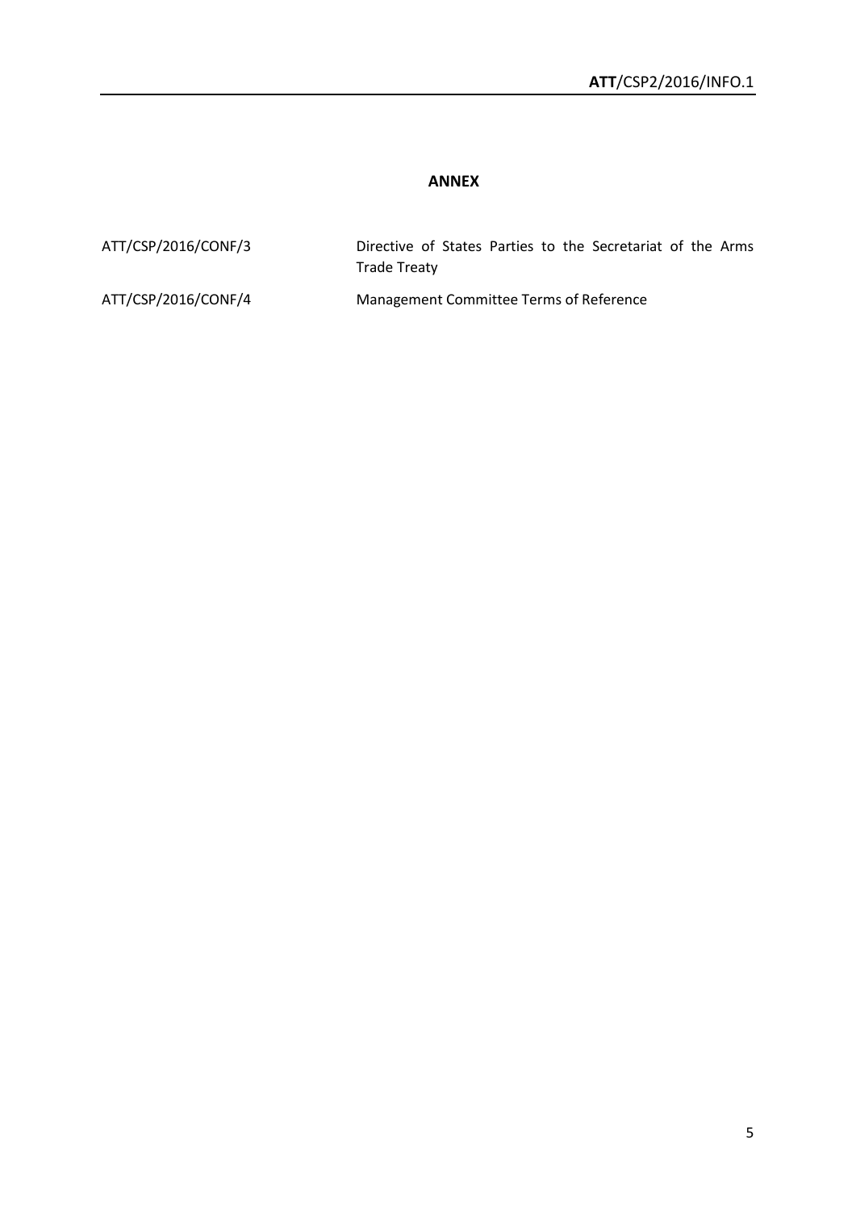## ANNEX

| | |
|---|---|
| ATT/CSP/2016/CONF/3 | Directive of States Parties to the Secretariat of the Arms Trade Treaty |
| ATT/CSP/2016/CONF/4 | Management Committee Terms of Reference |